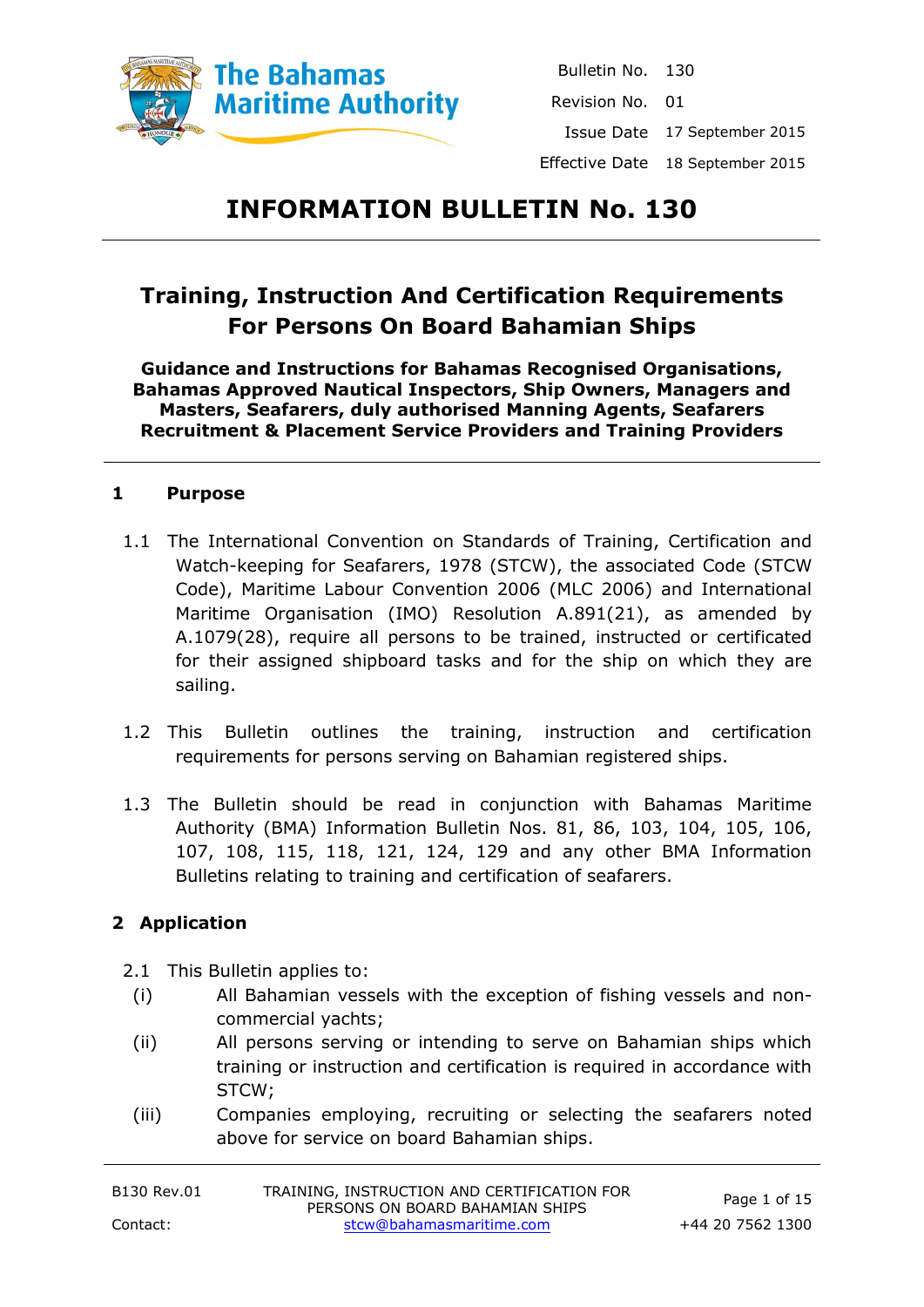The Bahamas Maritime Authority

| | |
|---|---|
| Bulletin No. | 130 |
| Revision No. | 01 |
| Issue Date | 17 September 2015 |
| Effective Date | 18 September 2015 |

# INFORMATION BULLETIN No. 130

## Training, Instruction And Certification Requirements For Persons On Board Bahamian Ships

**Guidance and Instructions for Bahamas Recognised Organisations, Bahamas Approved Nautical Inspectors, Ship Owners, Managers and Masters, Seafarers, duly authorised Manning Agents, Seafarers Recruitment & Placement Service Providers and Training Providers**

### 1 Purpose

1.1 The International Convention on Standards of Training, Certification and Watch-keeping for Seafarers, 1978 (STCW), the associated Code (STCW Code), Maritime Labour Convention 2006 (MLC 2006) and International Maritime Organisation (IMO) Resolution A.891(21), as amended by A.1079(28), require all persons to be trained, instructed or certificated for their assigned shipboard tasks and for the ship on which they are sailing.

1.2 This Bulletin outlines the training, instruction and certification requirements for persons serving on Bahamian registered ships.

1.3 The Bulletin should be read in conjunction with Bahamas Maritime Authority (BMA) Information Bulletin Nos. 81, 86, 103, 104, 105, 106, 107, 108, 115, 118, 121, 124, 129 and any other BMA Information Bulletins relating to training and certification of seafarers.

### 2 Application

2.1 This Bulletin applies to:

(i) All Bahamian vessels with the exception of fishing vessels and non-commercial yachts;

(ii) All persons serving or intending to serve on Bahamian ships which training or instruction and certification is required in accordance with STCW;

(iii) Companies employing, recruiting or selecting the seafarers noted above for service on board Bahamian ships.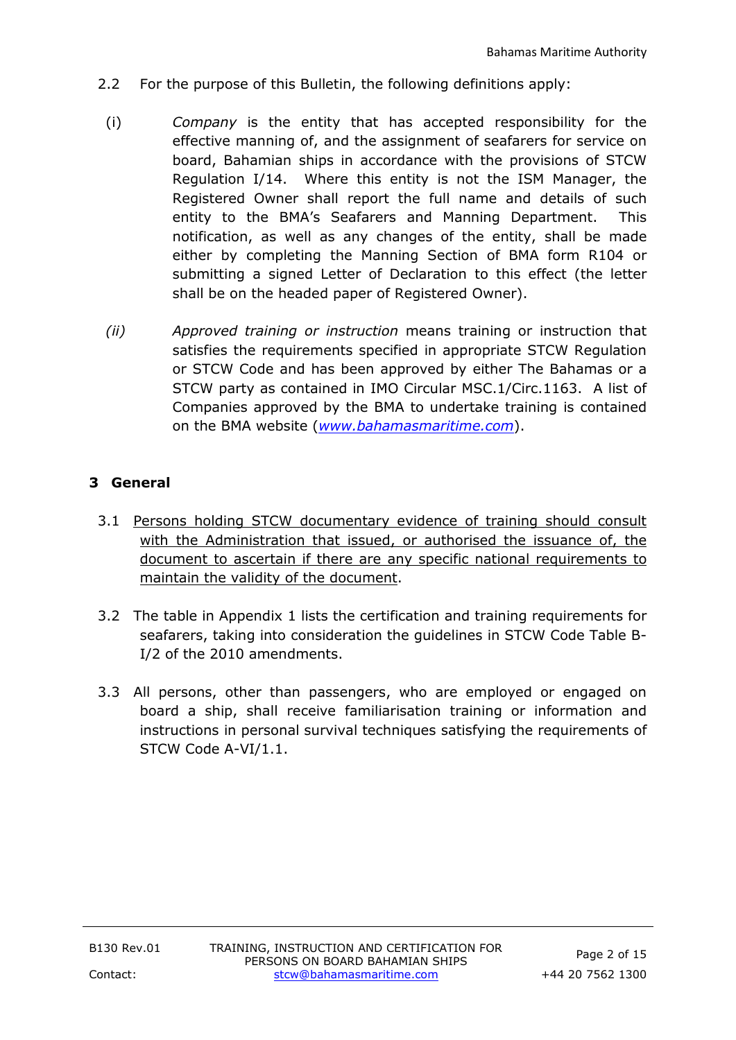2.2 For the purpose of this Bulletin, the following definitions apply:

(i) *Company* is the entity that has accepted responsibility for the effective manning of, and the assignment of seafarers for service on board, Bahamian ships in accordance with the provisions of STCW Regulation I/14. Where this entity is not the ISM Manager, the Registered Owner shall report the full name and details of such entity to the BMA's Seafarers and Manning Department. This notification, as well as any changes of the entity, shall be made either by completing the Manning Section of BMA form R104 or submitting a signed Letter of Declaration to this effect (the letter shall be on the headed paper of Registered Owner).

*(ii)* *Approved training or instruction* means training or instruction that satisfies the requirements specified in appropriate STCW Regulation or STCW Code and has been approved by either The Bahamas or a STCW party as contained in IMO Circular MSC.1/Circ.1163. A list of Companies approved by the BMA to undertake training is contained on the BMA website (*www.bahamasmaritime.com*).

## 3 General

3.1 <u>Persons holding STCW documentary evidence of training should consult with the Administration that issued, or authorised the issuance of, the document to ascertain if there are any specific national requirements to maintain the validity of the document</u>.

3.2 The table in Appendix 1 lists the certification and training requirements for seafarers, taking into consideration the guidelines in STCW Code Table B-I/2 of the 2010 amendments.

3.3 All persons, other than passengers, who are employed or engaged on board a ship, shall receive familiarisation training or information and instructions in personal survival techniques satisfying the requirements of STCW Code A-VI/1.1.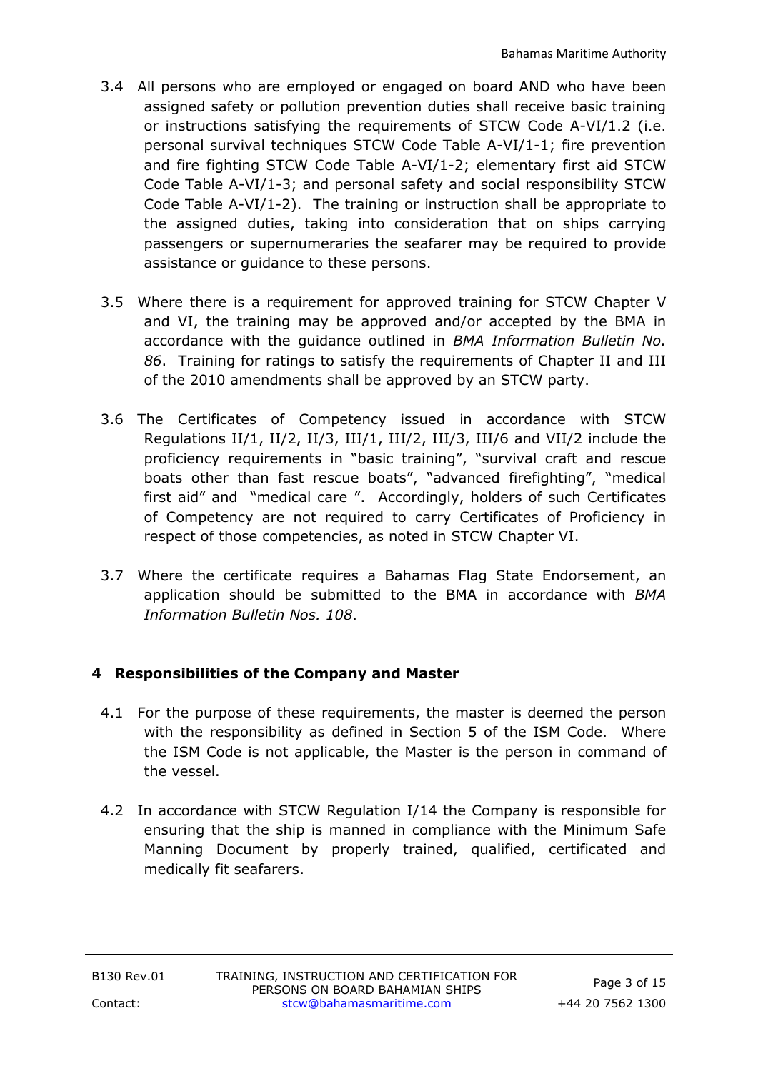3.4 All persons who are employed or engaged on board AND who have been assigned safety or pollution prevention duties shall receive basic training or instructions satisfying the requirements of STCW Code A-VI/1.2 (i.e. personal survival techniques STCW Code Table A-VI/1-1; fire prevention and fire fighting STCW Code Table A-VI/1-2; elementary first aid STCW Code Table A-VI/1-3; and personal safety and social responsibility STCW Code Table A-VI/1-2). The training or instruction shall be appropriate to the assigned duties, taking into consideration that on ships carrying passengers or supernumeraries the seafarer may be required to provide assistance or guidance to these persons.

3.5 Where there is a requirement for approved training for STCW Chapter V and VI, the training may be approved and/or accepted by the BMA in accordance with the guidance outlined in *BMA Information Bulletin No. 86*. Training for ratings to satisfy the requirements of Chapter II and III of the 2010 amendments shall be approved by an STCW party.

3.6 The Certificates of Competency issued in accordance with STCW Regulations II/1, II/2, II/3, III/1, III/2, III/3, III/6 and VII/2 include the proficiency requirements in "basic training", "survival craft and rescue boats other than fast rescue boats", "advanced firefighting", "medical first aid" and "medical care ". Accordingly, holders of such Certificates of Competency are not required to carry Certificates of Proficiency in respect of those competencies, as noted in STCW Chapter VI.

3.7 Where the certificate requires a Bahamas Flag State Endorsement, an application should be submitted to the BMA in accordance with *BMA Information Bulletin Nos. 108*.

## 4 Responsibilities of the Company and Master

4.1 For the purpose of these requirements, the master is deemed the person with the responsibility as defined in Section 5 of the ISM Code. Where the ISM Code is not applicable, the Master is the person in command of the vessel.

4.2 In accordance with STCW Regulation I/14 the Company is responsible for ensuring that the ship is manned in compliance with the Minimum Safe Manning Document by properly trained, qualified, certificated and medically fit seafarers.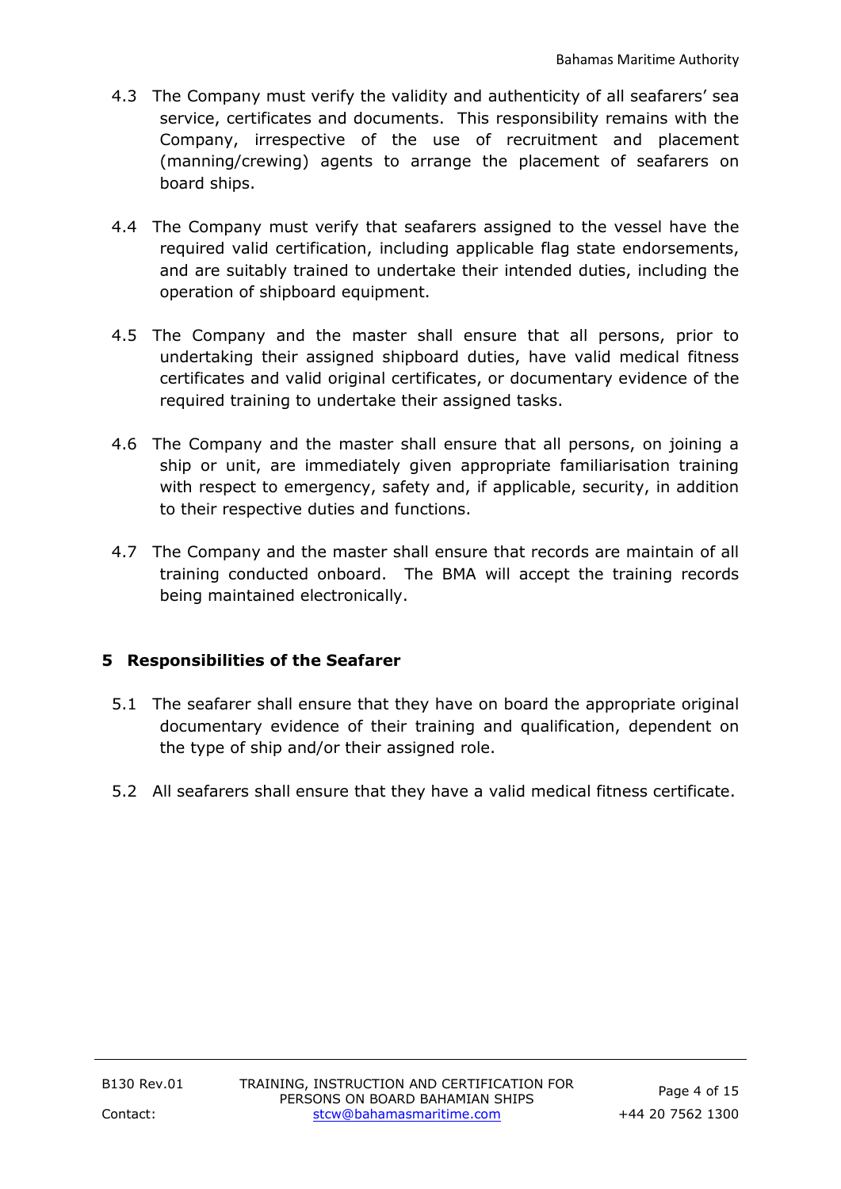4.3 The Company must verify the validity and authenticity of all seafarers' sea service, certificates and documents. This responsibility remains with the Company, irrespective of the use of recruitment and placement (manning/crewing) agents to arrange the placement of seafarers on board ships.

4.4 The Company must verify that seafarers assigned to the vessel have the required valid certification, including applicable flag state endorsements, and are suitably trained to undertake their intended duties, including the operation of shipboard equipment.

4.5 The Company and the master shall ensure that all persons, prior to undertaking their assigned shipboard duties, have valid medical fitness certificates and valid original certificates, or documentary evidence of the required training to undertake their assigned tasks.

4.6 The Company and the master shall ensure that all persons, on joining a ship or unit, are immediately given appropriate familiarisation training with respect to emergency, safety and, if applicable, security, in addition to their respective duties and functions.

4.7 The Company and the master shall ensure that records are maintain of all training conducted onboard. The BMA will accept the training records being maintained electronically.

## 5 Responsibilities of the Seafarer

5.1 The seafarer shall ensure that they have on board the appropriate original documentary evidence of their training and qualification, dependent on the type of ship and/or their assigned role.

5.2 All seafarers shall ensure that they have a valid medical fitness certificate.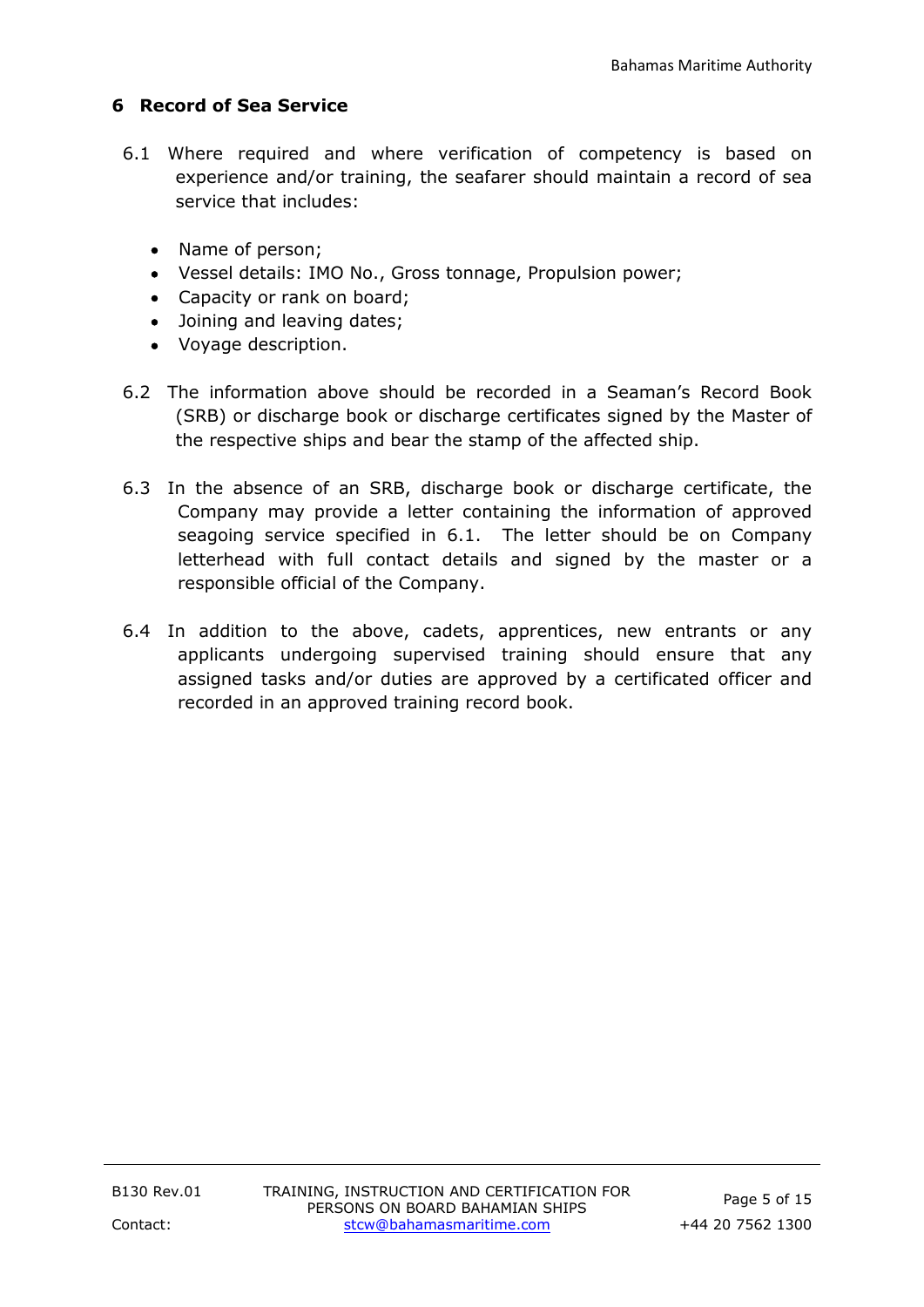## 6 Record of Sea Service

6.1 Where required and where verification of competency is based on experience and/or training, the seafarer should maintain a record of sea service that includes:

- Name of person;
- Vessel details: IMO No., Gross tonnage, Propulsion power;
- Capacity or rank on board;
- Joining and leaving dates;
- Voyage description.

6.2 The information above should be recorded in a Seaman's Record Book (SRB) or discharge book or discharge certificates signed by the Master of the respective ships and bear the stamp of the affected ship.

6.3 In the absence of an SRB, discharge book or discharge certificate, the Company may provide a letter containing the information of approved seagoing service specified in 6.1. The letter should be on Company letterhead with full contact details and signed by the master or a responsible official of the Company.

6.4 In addition to the above, cadets, apprentices, new entrants or any applicants undergoing supervised training should ensure that any assigned tasks and/or duties are approved by a certificated officer and recorded in an approved training record book.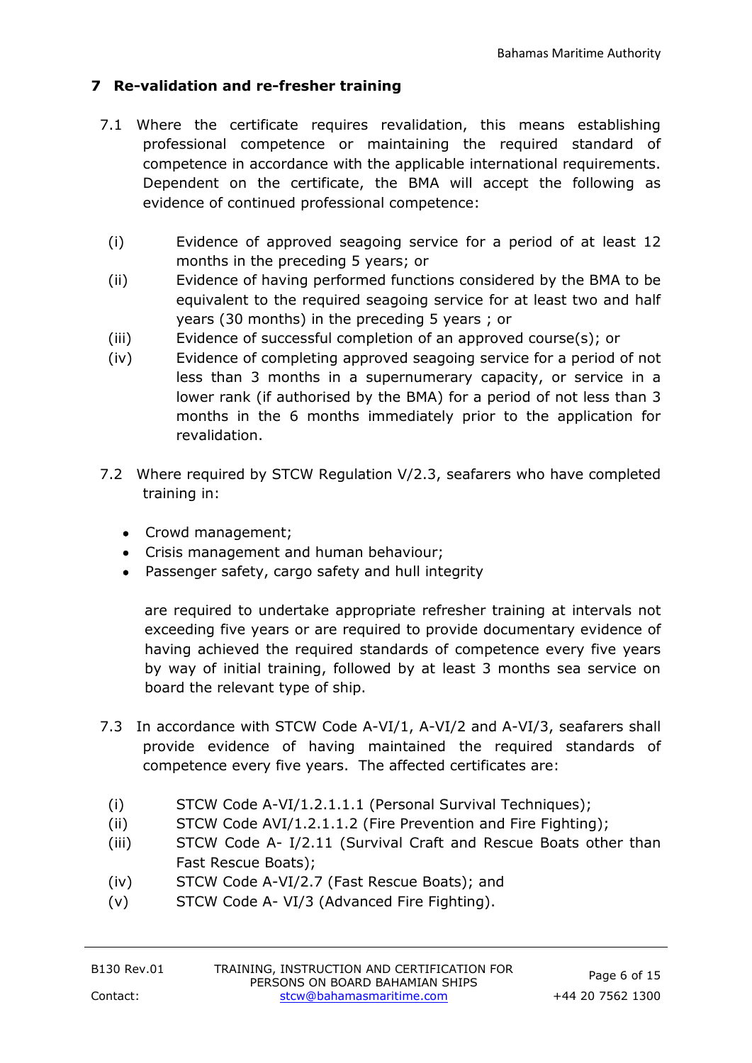## 7 Re-validation and re-fresher training

7.1 Where the certificate requires revalidation, this means establishing professional competence or maintaining the required standard of competence in accordance with the applicable international requirements. Dependent on the certificate, the BMA will accept the following as evidence of continued professional competence:

(i) Evidence of approved seagoing service for a period of at least 12 months in the preceding 5 years; or

(ii) Evidence of having performed functions considered by the BMA to be equivalent to the required seagoing service for at least two and half years (30 months) in the preceding 5 years ; or

(iii) Evidence of successful completion of an approved course(s); or

(iv) Evidence of completing approved seagoing service for a period of not less than 3 months in a supernumerary capacity, or service in a lower rank (if authorised by the BMA) for a period of not less than 3 months in the 6 months immediately prior to the application for revalidation.

7.2 Where required by STCW Regulation V/2.3, seafarers who have completed training in:

- Crowd management;
- Crisis management and human behaviour;
- Passenger safety, cargo safety and hull integrity

are required to undertake appropriate refresher training at intervals not exceeding five years or are required to provide documentary evidence of having achieved the required standards of competence every five years by way of initial training, followed by at least 3 months sea service on board the relevant type of ship.

7.3 In accordance with STCW Code A-VI/1, A-VI/2 and A-VI/3, seafarers shall provide evidence of having maintained the required standards of competence every five years. The affected certificates are:

(i) STCW Code A-VI/1.2.1.1.1 (Personal Survival Techniques);

(ii) STCW Code AVI/1.2.1.1.2 (Fire Prevention and Fire Fighting);

(iii) STCW Code A- I/2.11 (Survival Craft and Rescue Boats other than Fast Rescue Boats);

(iv) STCW Code A-VI/2.7 (Fast Rescue Boats); and

(v) STCW Code A- VI/3 (Advanced Fire Fighting).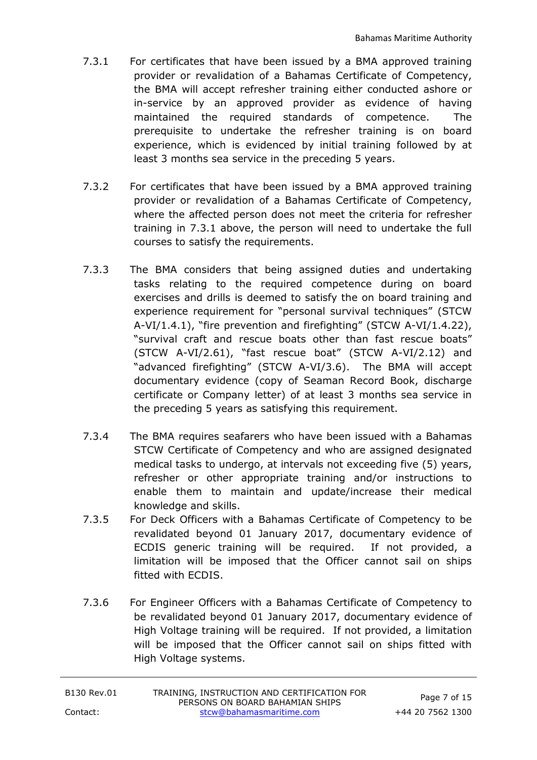7.3.1 For certificates that have been issued by a BMA approved training provider or revalidation of a Bahamas Certificate of Competency, the BMA will accept refresher training either conducted ashore or in-service by an approved provider as evidence of having maintained the required standards of competence. The prerequisite to undertake the refresher training is on board experience, which is evidenced by initial training followed by at least 3 months sea service in the preceding 5 years.

7.3.2 For certificates that have been issued by a BMA approved training provider or revalidation of a Bahamas Certificate of Competency, where the affected person does not meet the criteria for refresher training in 7.3.1 above, the person will need to undertake the full courses to satisfy the requirements.

7.3.3 The BMA considers that being assigned duties and undertaking tasks relating to the required competence during on board exercises and drills is deemed to satisfy the on board training and experience requirement for "personal survival techniques" (STCW A-VI/1.4.1), "fire prevention and firefighting" (STCW A-VI/1.4.22), "survival craft and rescue boats other than fast rescue boats" (STCW A-VI/2.61), "fast rescue boat" (STCW A-VI/2.12) and "advanced firefighting" (STCW A-VI/3.6). The BMA will accept documentary evidence (copy of Seaman Record Book, discharge certificate or Company letter) of at least 3 months sea service in the preceding 5 years as satisfying this requirement.

7.3.4 The BMA requires seafarers who have been issued with a Bahamas STCW Certificate of Competency and who are assigned designated medical tasks to undergo, at intervals not exceeding five (5) years, refresher or other appropriate training and/or instructions to enable them to maintain and update/increase their medical knowledge and skills.

7.3.5 For Deck Officers with a Bahamas Certificate of Competency to be revalidated beyond 01 January 2017, documentary evidence of ECDIS generic training will be required. If not provided, a limitation will be imposed that the Officer cannot sail on ships fitted with ECDIS.

7.3.6 For Engineer Officers with a Bahamas Certificate of Competency to be revalidated beyond 01 January 2017, documentary evidence of High Voltage training will be required. If not provided, a limitation will be imposed that the Officer cannot sail on ships fitted with High Voltage systems.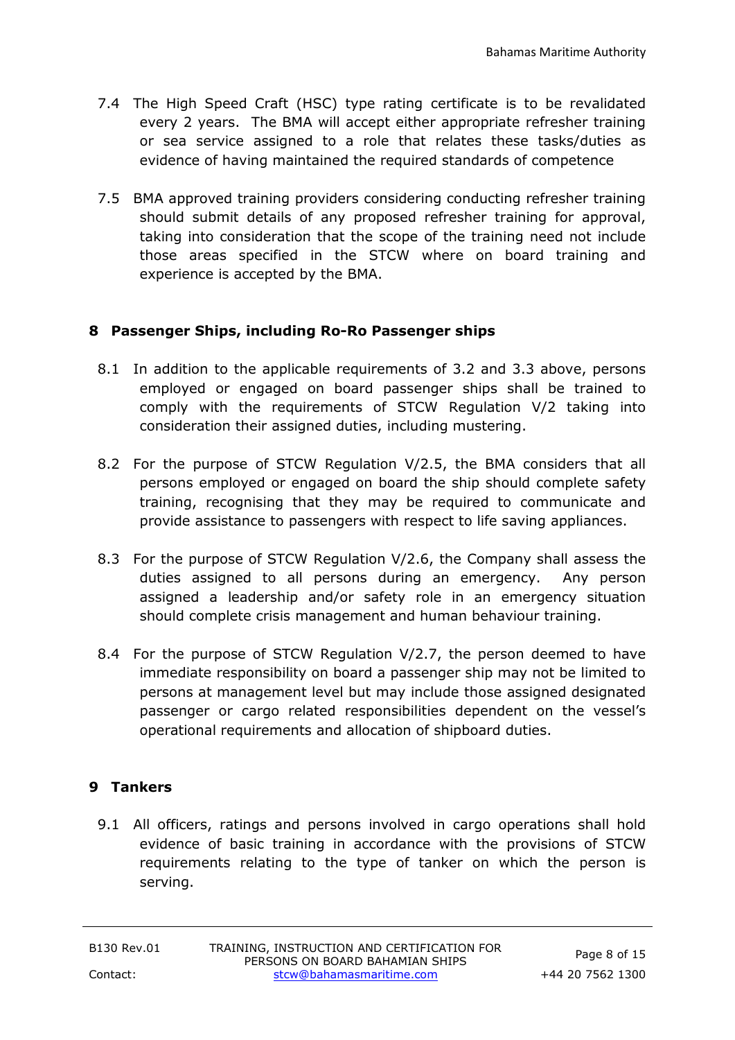7.4 The High Speed Craft (HSC) type rating certificate is to be revalidated every 2 years. The BMA will accept either appropriate refresher training or sea service assigned to a role that relates these tasks/duties as evidence of having maintained the required standards of competence

7.5 BMA approved training providers considering conducting refresher training should submit details of any proposed refresher training for approval, taking into consideration that the scope of the training need not include those areas specified in the STCW where on board training and experience is accepted by the BMA.

## 8 Passenger Ships, including Ro-Ro Passenger ships

8.1 In addition to the applicable requirements of 3.2 and 3.3 above, persons employed or engaged on board passenger ships shall be trained to comply with the requirements of STCW Regulation V/2 taking into consideration their assigned duties, including mustering.

8.2 For the purpose of STCW Regulation V/2.5, the BMA considers that all persons employed or engaged on board the ship should complete safety training, recognising that they may be required to communicate and provide assistance to passengers with respect to life saving appliances.

8.3 For the purpose of STCW Regulation V/2.6, the Company shall assess the duties assigned to all persons during an emergency. Any person assigned a leadership and/or safety role in an emergency situation should complete crisis management and human behaviour training.

8.4 For the purpose of STCW Regulation V/2.7, the person deemed to have immediate responsibility on board a passenger ship may not be limited to persons at management level but may include those assigned designated passenger or cargo related responsibilities dependent on the vessel's operational requirements and allocation of shipboard duties.

## 9 Tankers

9.1 All officers, ratings and persons involved in cargo operations shall hold evidence of basic training in accordance with the provisions of STCW requirements relating to the type of tanker on which the person is serving.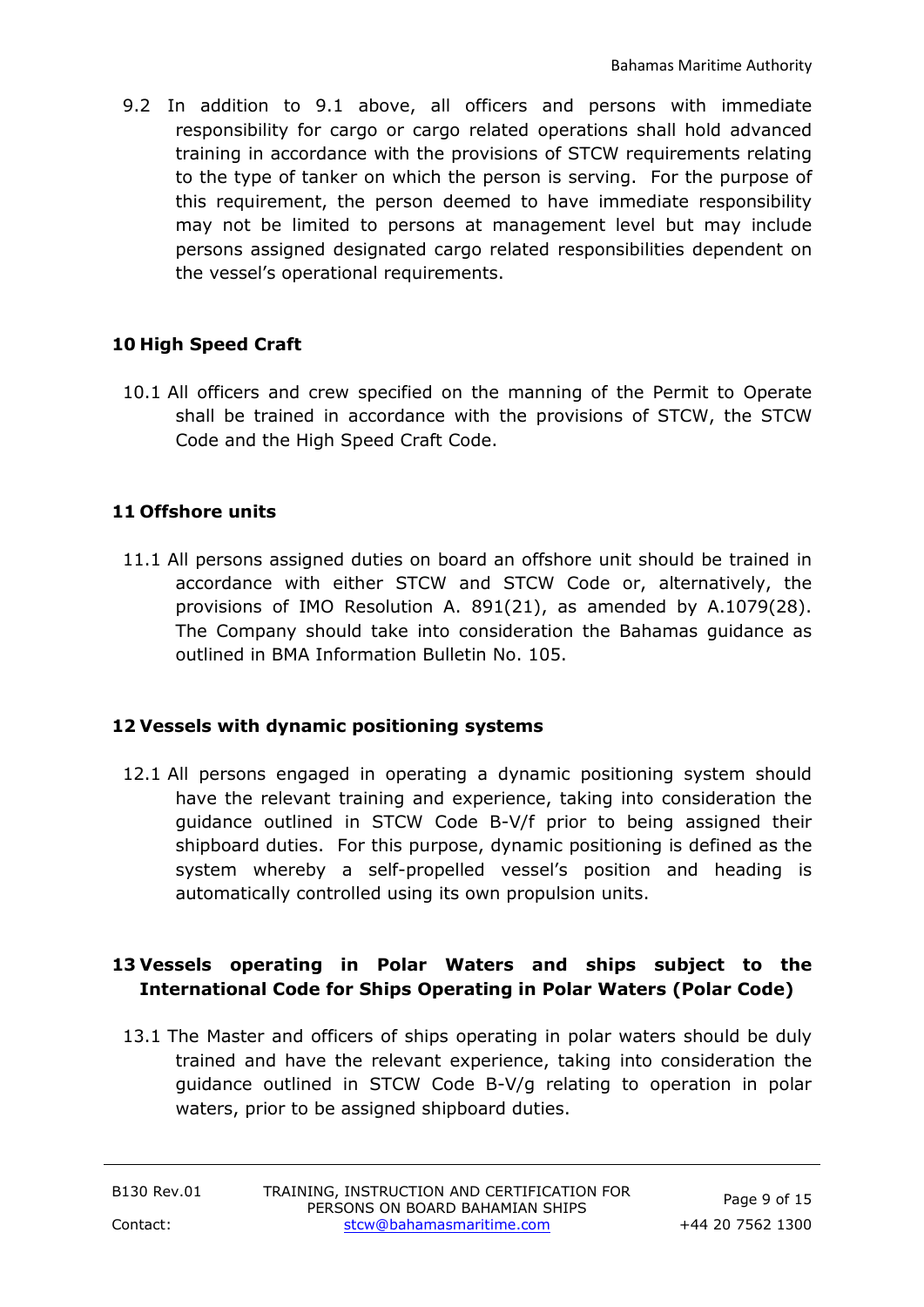9.2 In addition to 9.1 above, all officers and persons with immediate responsibility for cargo or cargo related operations shall hold advanced training in accordance with the provisions of STCW requirements relating to the type of tanker on which the person is serving. For the purpose of this requirement, the person deemed to have immediate responsibility may not be limited to persons at management level but may include persons assigned designated cargo related responsibilities dependent on the vessel's operational requirements.

## 10 High Speed Craft

10.1 All officers and crew specified on the manning of the Permit to Operate shall be trained in accordance with the provisions of STCW, the STCW Code and the High Speed Craft Code.

## 11 Offshore units

11.1 All persons assigned duties on board an offshore unit should be trained in accordance with either STCW and STCW Code or, alternatively, the provisions of IMO Resolution A. 891(21), as amended by A.1079(28). The Company should take into consideration the Bahamas guidance as outlined in BMA Information Bulletin No. 105.

## 12 Vessels with dynamic positioning systems

12.1 All persons engaged in operating a dynamic positioning system should have the relevant training and experience, taking into consideration the guidance outlined in STCW Code B-V/f prior to being assigned their shipboard duties. For this purpose, dynamic positioning is defined as the system whereby a self-propelled vessel's position and heading is automatically controlled using its own propulsion units.

## 13 Vessels operating in Polar Waters and ships subject to the International Code for Ships Operating in Polar Waters (Polar Code)

13.1 The Master and officers of ships operating in polar waters should be duly trained and have the relevant experience, taking into consideration the guidance outlined in STCW Code B-V/g relating to operation in polar waters, prior to be assigned shipboard duties.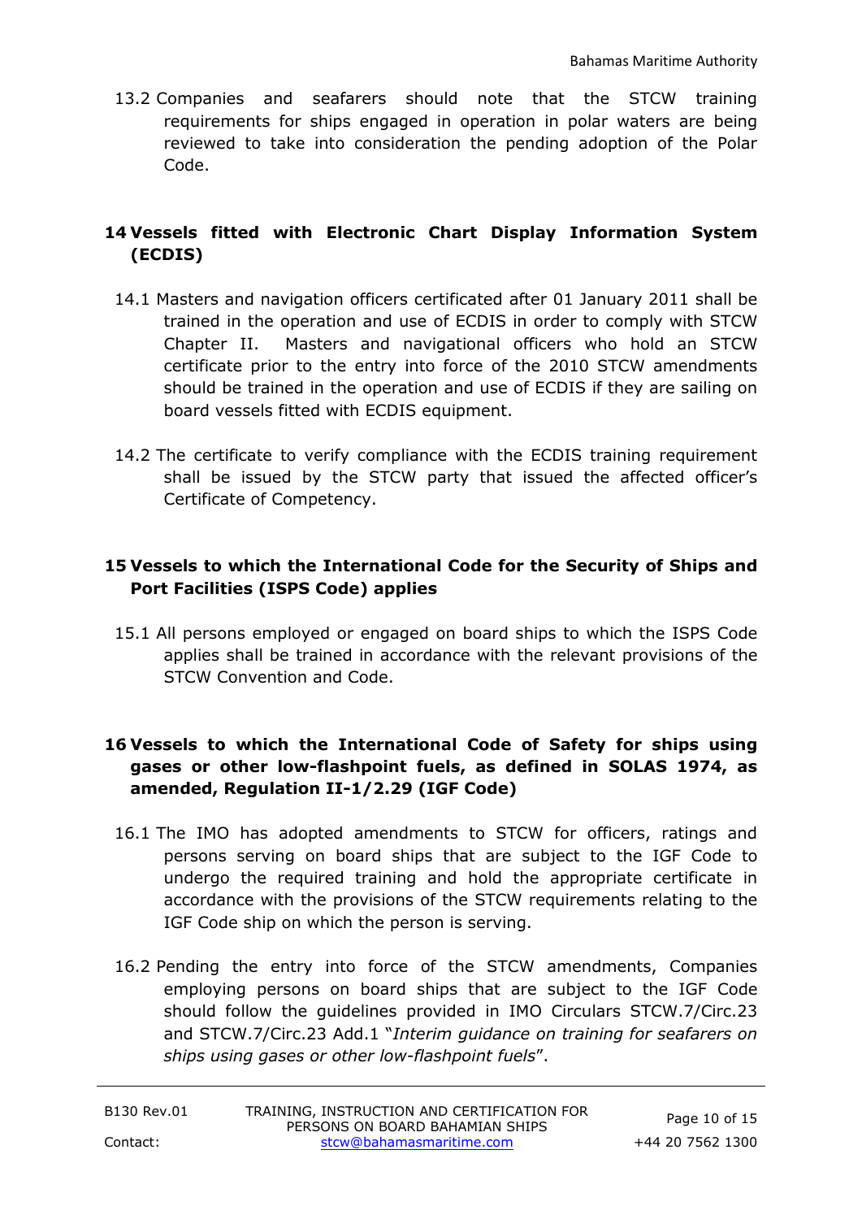13.2 Companies and seafarers should note that the STCW training requirements for ships engaged in operation in polar waters are being reviewed to take into consideration the pending adoption of the Polar Code.

## 14 Vessels fitted with Electronic Chart Display Information System (ECDIS)

14.1 Masters and navigation officers certificated after 01 January 2011 shall be trained in the operation and use of ECDIS in order to comply with STCW Chapter II. Masters and navigational officers who hold an STCW certificate prior to the entry into force of the 2010 STCW amendments should be trained in the operation and use of ECDIS if they are sailing on board vessels fitted with ECDIS equipment.

14.2 The certificate to verify compliance with the ECDIS training requirement shall be issued by the STCW party that issued the affected officer's Certificate of Competency.

## 15 Vessels to which the International Code for the Security of Ships and Port Facilities (ISPS Code) applies

15.1 All persons employed or engaged on board ships to which the ISPS Code applies shall be trained in accordance with the relevant provisions of the STCW Convention and Code.

## 16 Vessels to which the International Code of Safety for ships using gases or other low-flashpoint fuels, as defined in SOLAS 1974, as amended, Regulation II-1/2.29 (IGF Code)

16.1 The IMO has adopted amendments to STCW for officers, ratings and persons serving on board ships that are subject to the IGF Code to undergo the required training and hold the appropriate certificate in accordance with the provisions of the STCW requirements relating to the IGF Code ship on which the person is serving.

16.2 Pending the entry into force of the STCW amendments, Companies employing persons on board ships that are subject to the IGF Code should follow the guidelines provided in IMO Circulars STCW.7/Circ.23 and STCW.7/Circ.23 Add.1 "*Interim guidance on training for seafarers on ships using gases or other low-flashpoint fuels*".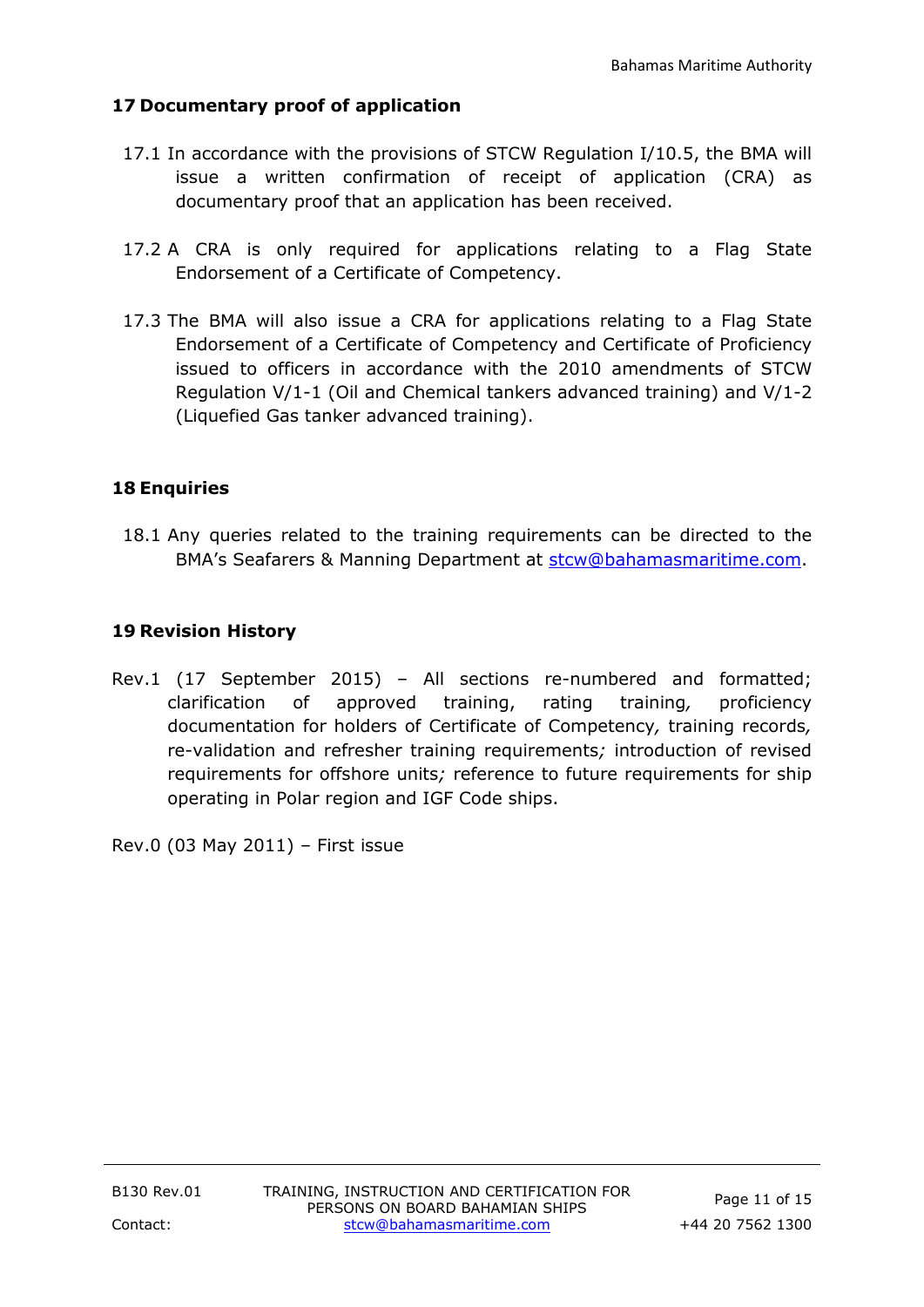## 17 Documentary proof of application

17.1 In accordance with the provisions of STCW Regulation I/10.5, the BMA will issue a written confirmation of receipt of application (CRA) as documentary proof that an application has been received.

17.2 A CRA is only required for applications relating to a Flag State Endorsement of a Certificate of Competency.

17.3 The BMA will also issue a CRA for applications relating to a Flag State Endorsement of a Certificate of Competency and Certificate of Proficiency issued to officers in accordance with the 2010 amendments of STCW Regulation V/1-1 (Oil and Chemical tankers advanced training) and V/1-2 (Liquefied Gas tanker advanced training).

## 18 Enquiries

18.1 Any queries related to the training requirements can be directed to the BMA's Seafarers & Manning Department at stcw@bahamasmaritime.com.

## 19 Revision History

Rev.1 (17 September 2015) – All sections re-numbered and formatted; clarification of approved training, rating training, proficiency documentation for holders of Certificate of Competency, training records, re-validation and refresher training requirements; introduction of revised requirements for offshore units; reference to future requirements for ship operating in Polar region and IGF Code ships.

Rev.0 (03 May 2011) – First issue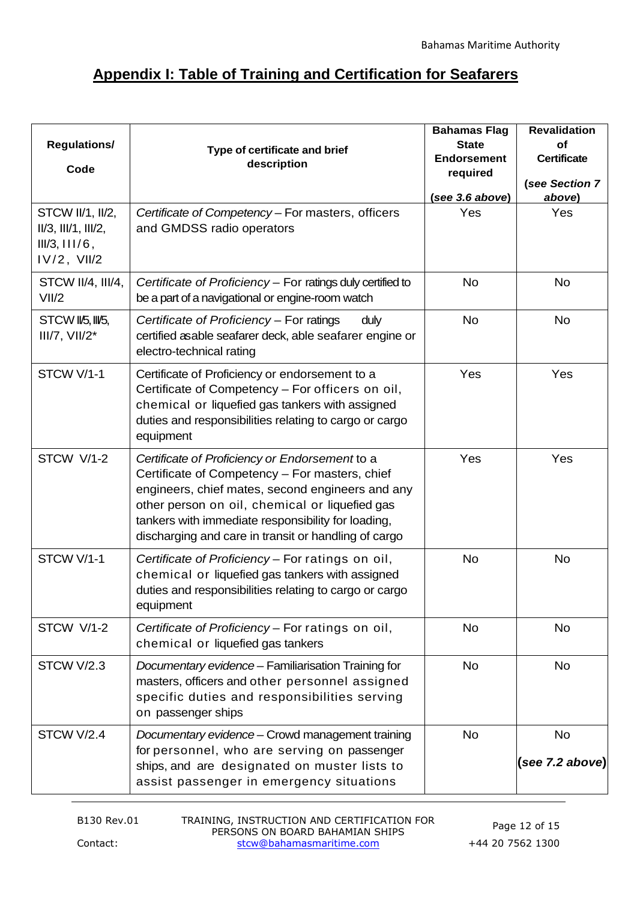## Appendix I: Table of Training and Certification for Seafarers

| Regulations/ Code | Type of certificate and brief description | Bahamas Flag State Endorsement required (*see 3.6 above*) | Revalidation of Certificate (*see Section 7 above*) |
|---|---|---|---|
| STCW II/1, II/2, II/3, III/1, III/2, III/3, III/6, IV/2, VII/2 | *Certificate of Competency* – For masters, officers and GMDSS radio operators | Yes | Yes |
| STCW II/4, III/4, VII/2 | *Certificate of Proficiency* – For ratings duly certified to be a part of a navigational or engine-room watch | No | No |
| STCW II/5, III/5, III/7, VII/2* | *Certificate of Proficiency* – For ratings duly certified as able seafarer deck, able seafarer engine or electro-technical rating | No | No |
| STCW V/1-1 | Certificate of Proficiency or endorsement to a Certificate of Competency – For officers on oil, chemical or liquefied gas tankers with assigned duties and responsibilities relating to cargo or cargo equipment | Yes | Yes |
| STCW V/1-2 | *Certificate of Proficiency or Endorsement* to a Certificate of Competency – For masters, chief engineers, chief mates, second engineers and any other person on oil, chemical or liquefied gas tankers with immediate responsibility for loading, discharging and care in transit or handling of cargo | Yes | Yes |
| STCW V/1-1 | *Certificate of Proficiency* – For ratings on oil, chemical or liquefied gas tankers with assigned duties and responsibilities relating to cargo or cargo equipment | No | No |
| STCW V/1-2 | *Certificate of Proficiency* – For ratings on oil, chemical or liquefied gas tankers | No | No |
| STCW V/2.3 | *Documentary evidence* – Familiarisation Training for masters, officers and other personnel assigned specific duties and responsibilities serving on passenger ships | No | No |
| STCW V/2.4 | *Documentary evidence* – Crowd management training for personnel, who are serving on passenger ships, and are designated on muster lists to assist passenger in emergency situations | No | No (*see 7.2 above*) |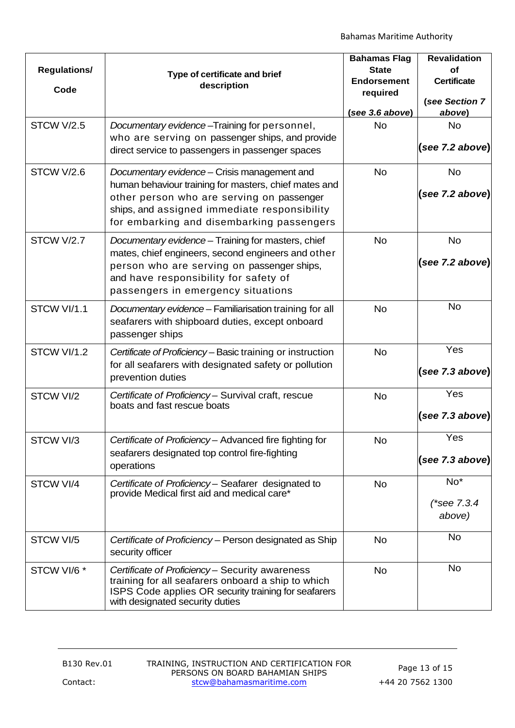| Regulations/ Code | Type of certificate and brief description | Bahamas Flag State Endorsement required (see 3.6 above) | Revalidation of Certificate (see Section 7 above) |
|---|---|---|---|
| STCW V/2.5 | *Documentary evidence* –Training for personnel, who are serving on passenger ships, and provide direct service to passengers in passenger spaces | No | No (*see 7.2 above*) |
| STCW V/2.6 | *Documentary evidence* – Crisis management and human behaviour training for masters, chief mates and other person who are serving on passenger ships, and assigned immediate responsibility for embarking and disembarking passengers | No | No (*see 7.2 above*) |
| STCW V/2.7 | *Documentary evidence* – Training for masters, chief mates, chief engineers, second engineers and other person who are serving on passenger ships, and have responsibility for safety of passengers in emergency situations | No | No (*see 7.2 above*) |
| STCW VI/1.1 | *Documentary evidence* – Familiarisation training for all seafarers with shipboard duties, except onboard passenger ships | No | No |
| STCW VI/1.2 | *Certificate of Proficiency* – Basic training or instruction for all seafarers with designated safety or pollution prevention duties | No | Yes (*see 7.3 above*) |
| STCW VI/2 | *Certificate of Proficiency* – Survival craft, rescue boats and fast rescue boats | No | Yes (*see 7.3 above*) |
| STCW VI/3 | *Certificate of Proficiency* – Advanced fire fighting for seafarers designated top control fire-fighting operations | No | Yes (*see 7.3 above*) |
| STCW VI/4 | *Certificate of Proficiency* – Seafarer designated to provide Medical first aid and medical care* | No | No* (*\*see 7.3.4 above*) |
| STCW VI/5 | *Certificate of Proficiency* – Person designated as Ship security officer | No | No |
| STCW VI/6 * | *Certificate of Proficiency* – Security awareness training for all seafarers onboard a ship to which ISPS Code applies OR security training for seafarers with designated security duties | No | No |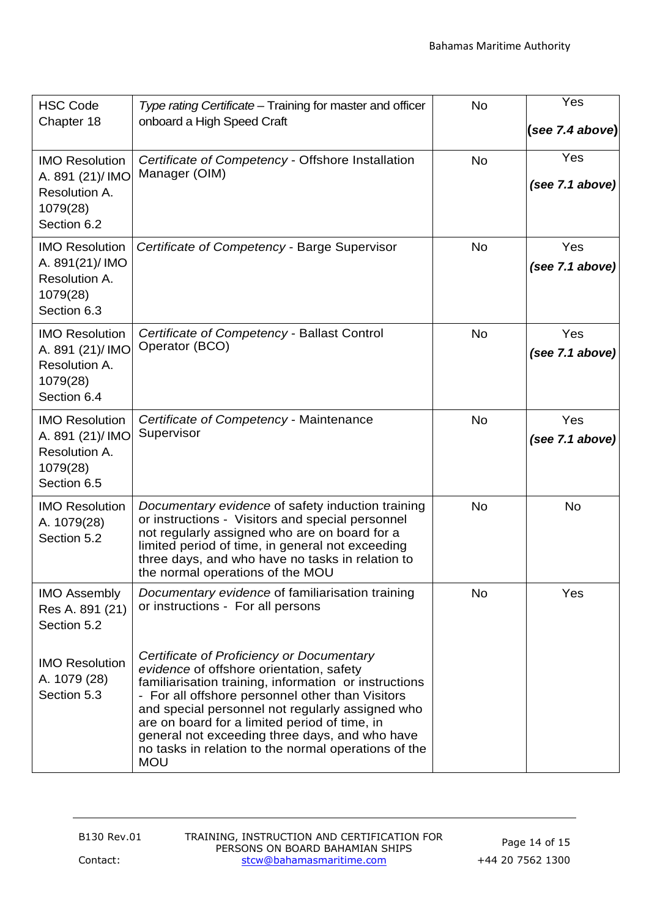| HSC Code Chapter 18 | *Type rating Certificate* – Training for master and officer onboard a High Speed Craft | No | Yes ***(see 7.4 above)*** |
|---|---|---|---|
| IMO Resolution A. 891 (21)/ IMO Resolution A. 1079(28) Section 6.2 | *Certificate of Competency* - Offshore Installation Manager (OIM) | No | Yes ***(see 7.1 above)*** |
| IMO Resolution A. 891(21)/ IMO Resolution A. 1079(28) Section 6.3 | *Certificate of Competency* - Barge Supervisor | No | Yes ***(see 7.1 above)*** |
| IMO Resolution A. 891 (21)/ IMO Resolution A. 1079(28) Section 6.4 | *Certificate of Competency* - Ballast Control Operator (BCO) | No | Yes ***(see 7.1 above)*** |
| IMO Resolution A. 891 (21)/ IMO Resolution A. 1079(28) Section 6.5 | *Certificate of Competency* - Maintenance Supervisor | No | Yes ***(see 7.1 above)*** |
| IMO Resolution A. 1079(28) Section 5.2 | *Documentary evidence* of safety induction training or instructions - Visitors and special personnel not regularly assigned who are on board for a limited period of time, in general not exceeding three days, and who have no tasks in relation to the normal operations of the MOU | No | No |
| IMO Assembly Res A. 891 (21) Section 5.2<br><br>IMO Resolution A. 1079 (28) Section 5.3 | *Documentary evidence* of familiarisation training or instructions - For all persons<br><br>*Certificate of Proficiency or Documentary evidence* of offshore orientation, safety familiarisation training, information or instructions - For all offshore personnel other than Visitors and special personnel not regularly assigned who are on board for a limited period of time, in general not exceeding three days, and who have no tasks in relation to the normal operations of the MOU | No | Yes |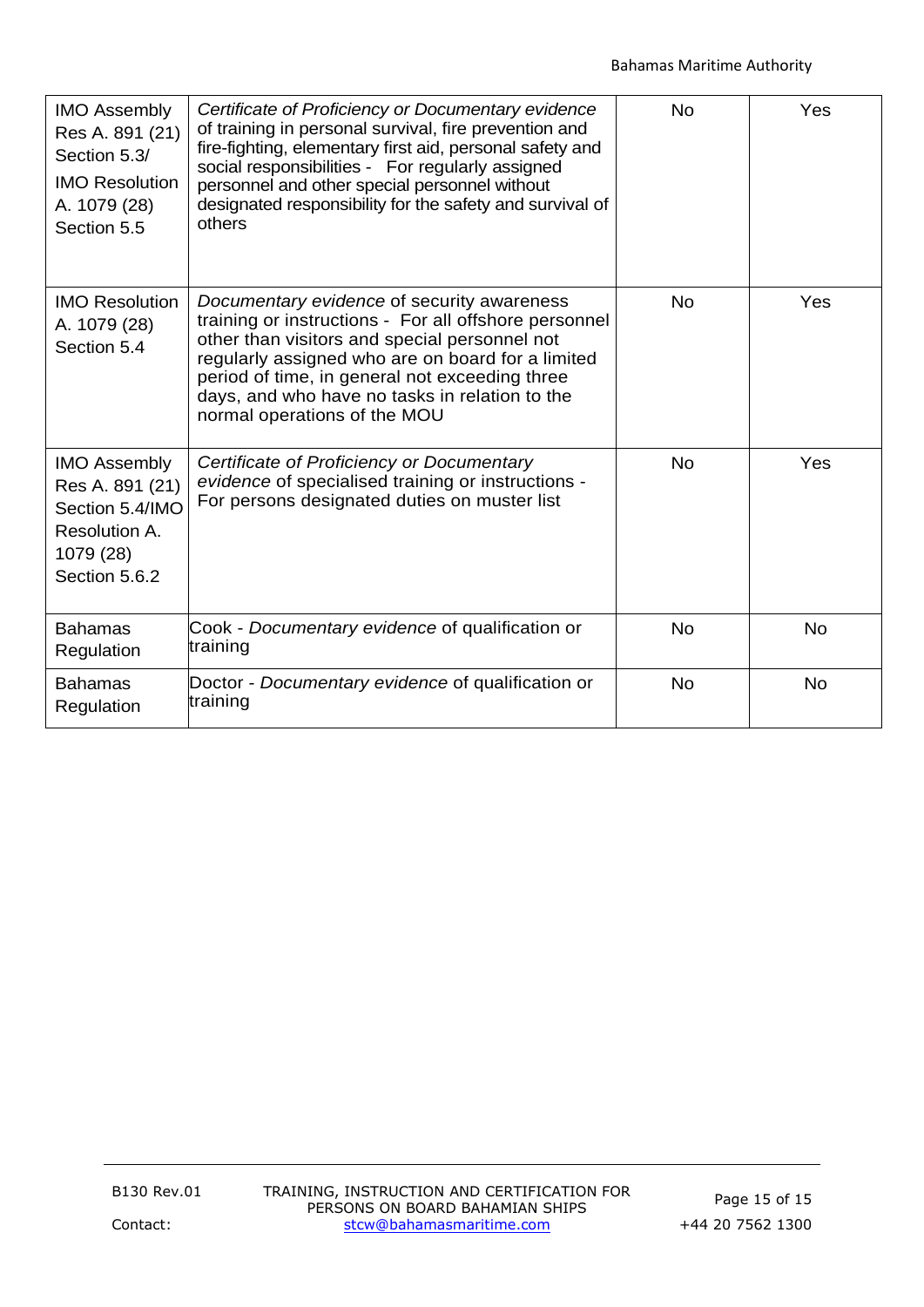| | | | |
|---|---|---|---|
| IMO Assembly Res A. 891 (21) Section 5.3/ IMO Resolution A. 1079 (28) Section 5.5 | *Certificate of Proficiency or Documentary evidence* of training in personal survival, fire prevention and fire-fighting, elementary first aid, personal safety and social responsibilities - For regularly assigned personnel and other special personnel without designated responsibility for the safety and survival of others | No | Yes |
| IMO Resolution A. 1079 (28) Section 5.4 | *Documentary evidence* of security awareness training or instructions - For all offshore personnel other than visitors and special personnel not regularly assigned who are on board for a limited period of time, in general not exceeding three days, and who have no tasks in relation to the normal operations of the MOU | No | Yes |
| IMO Assembly Res A. 891 (21) Section 5.4/IMO Resolution A. 1079 (28) Section 5.6.2 | *Certificate of Proficiency or Documentary evidence* of specialised training or instructions - For persons designated duties on muster list | No | Yes |
| Bahamas Regulation | Cook - *Documentary evidence* of qualification or training | No | No |
| Bahamas Regulation | Doctor - *Documentary evidence* of qualification or training | No | No |